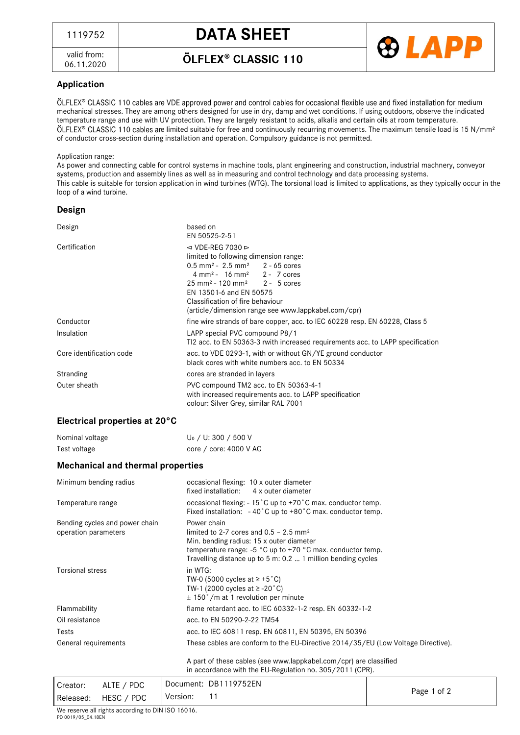| 1119752 | **DATA SHEET** |
|---|---|
| valid from: 06.11.2020 | **ÖLFLEX® CLASSIC 110** |

## Application

ÖLFLEX® CLASSIC 110 cables are VDE approved power and control cables for occasional flexible use and fixed installation for medium mechanical stresses. They are among others designed for use in dry, damp and wet conditions. If using outdoors, observe the indicated temperature range and use with UV protection. They are largely resistant to acids, alkalis and certain oils at room temperature. ÖLFLEX® CLASSIC 110 cables are limited suitable for free and continuously recurring movements. The maximum tensile load is 15 N/mm² of conductor cross-section during installation and operation. Compulsory guidance is not permitted.

Application range:
As power and connecting cable for control systems in machine tools, plant engineering and construction, industrial machnery, conveyor systems, production and assembly lines as well as in measuring and control technology and data processing systems.
This cable is suitable for torsion application in wind turbines (WTG). The torsional load is limited to applications, as they typically occur in the loop of a wind turbine.

## Design

| | |
|---|---|
| Design | based on<br>EN 50525-2-51 |
| Certification | ⊲ VDE-REG 7030 ⊳<br>limited to following dimension range:<br>0.5 mm² - 2.5 mm² 2 - 65 cores<br>4 mm² - 16 mm² 2 - 7 cores<br>25 mm² - 120 mm² 2 - 5 cores<br>EN 13501-6 and EN 50575<br>Classification of fire behaviour<br>(article/dimension range see www.lappkabel.com/cpr) |
| Conductor | fine wire strands of bare copper, acc. to IEC 60228 resp. EN 60228, Class 5 |
| Insulation | LAPP special PVC compound P8/1<br>TI2 acc. to EN 50363-3 rwith increased requirements acc. to LAPP specification |
| Core identification code | acc. to VDE 0293-1, with or without GN/YE ground conductor<br>black cores with white numbers acc. to EN 50334 |
| Stranding | cores are stranded in layers |
| Outer sheath | PVC compound TM2 acc. to EN 50363-4-1<br>with increased requirements acc. to LAPP specification<br>colour: Silver Grey, similar RAL 7001 |

## Electrical properties at 20°C

| | |
|---|---|
| Nominal voltage | $U_0$ / U: 300 / 500 V |
| Test voltage | core / core: 4000 V AC |

## Mechanical and thermal properties

| | |
|---|---|
| Minimum bending radius | occasional flexing: 10 x outer diameter<br>fixed installation: 4 x outer diameter |
| Temperature range | occasional flexing: - 15°C up to +70°C max. conductor temp.<br>Fixed installation: - 40°C up to +80°C max. conductor temp. |
| Bending cycles and power chain operation parameters | Power chain<br>limited to 2-7 cores and 0.5 – 2.5 mm²<br>Min. bending radius: 15 x outer diameter<br>temperature range: -5 °C up to +70 °C max. conductor temp.<br>Travelling distance up to 5 m: 0.2 ... 1 million bending cycles |
| Torsional stress | in WTG:<br>TW-0 (5000 cycles at ≥ +5°C)<br>TW-1 (2000 cycles at ≥ -20°C)<br>± 150°/m at 1 revolution per minute |
| Flammability | flame retardant acc. to IEC 60332-1-2 resp. EN 60332-1-2 |
| Oil resistance | acc. to EN 50290-2-22 TM54 |
| Tests | acc. to IEC 60811 resp. EN 60811, EN 50395, EN 50396 |
| General requirements | These cables are conform to the EU-Directive 2014/35/EU (Low Voltage Directive).<br><br>A part of these cables (see www.lappkabel.com/cpr) are classified in accordance with the EU-Regulation no. 305/2011 (CPR). |

| | | |
|---|---|---|
| Creator: ALTE / PDC | Document: DB1119752EN | |
| Released: HESC / PDC | Version: 11 | |

We reserve all rights according to DIN ISO 16016.
PD 0019/05_04.18EN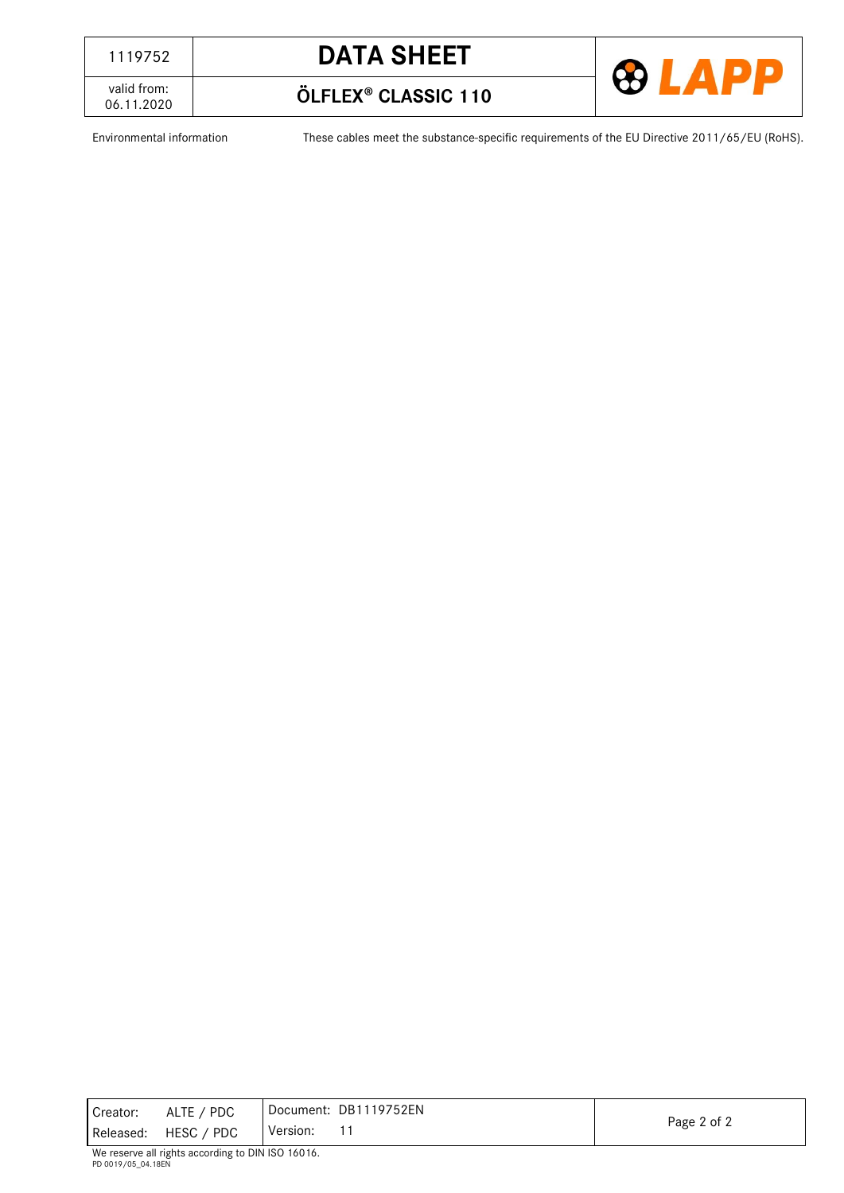| | |
|---|---|
| Environmental information | These cables meet the substance-specific requirements of the EU Directive 2011/65/EU (RoHS). |